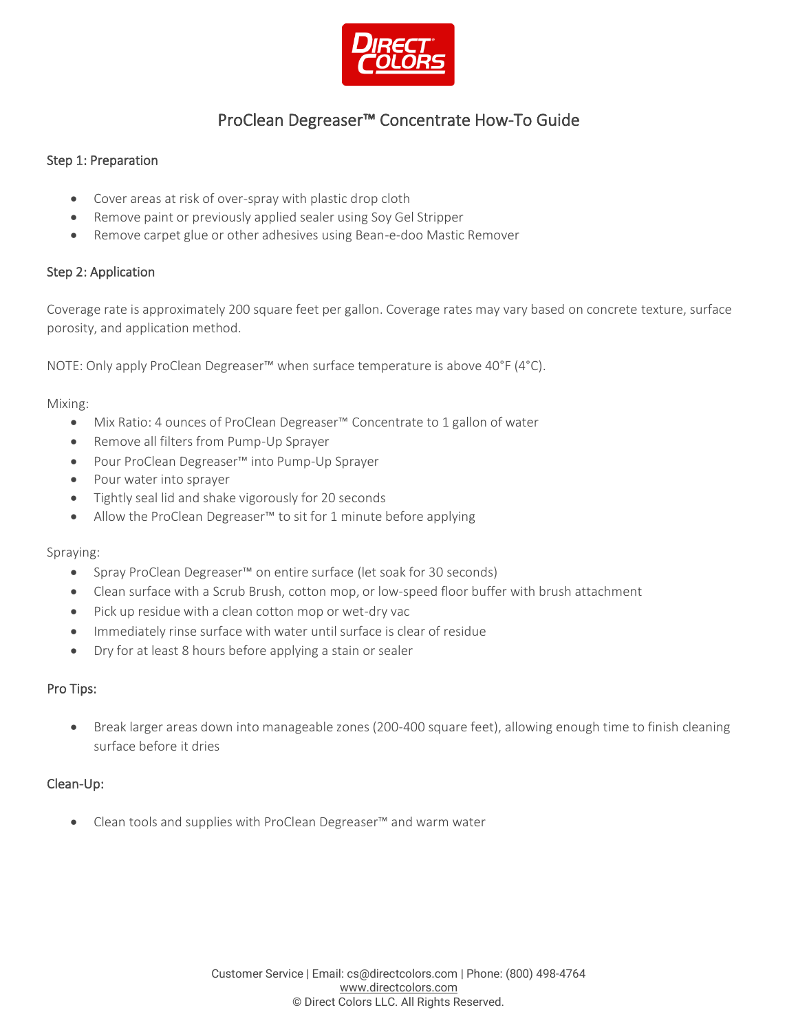# ProClean Degreaser™ Concentrate How-To Guide

## Step 1: Preparation

- Cover areas at risk of over-spray with plastic drop cloth
- Remove paint or previously applied sealer using Soy Gel Stripper
- Remove carpet glue or other adhesives using Bean-e-doo Mastic Remover

## Step 2: Application

Coverage rate is approximately 200 square feet per gallon. Coverage rates may vary based on concrete texture, surface porosity, and application method.

NOTE: Only apply ProClean Degreaser™ when surface temperature is above 40°F (4°C).

Mixing:

- Mix Ratio: 4 ounces of ProClean Degreaser™ Concentrate to 1 gallon of water
- Remove all filters from Pump-Up Sprayer
- Pour ProClean Degreaser™ into Pump-Up Sprayer
- Pour water into sprayer
- Tightly seal lid and shake vigorously for 20 seconds
- Allow the ProClean Degreaser™ to sit for 1 minute before applying

Spraying:

- Spray ProClean Degreaser™ on entire surface (let soak for 30 seconds)
- Clean surface with a Scrub Brush, cotton mop, or low-speed floor buffer with brush attachment
- Pick up residue with a clean cotton mop or wet-dry vac
- Immediately rinse surface with water until surface is clear of residue
- Dry for at least 8 hours before applying a stain or sealer

## Pro Tips:

- Break larger areas down into manageable zones (200-400 square feet), allowing enough time to finish cleaning surface before it dries

## Clean-Up:

- Clean tools and supplies with ProClean Degreaser™ and warm water

Customer Service | Email: cs@directcolors.com | Phone: (800) 498-4764
www.directcolors.com
© Direct Colors LLC. All Rights Reserved.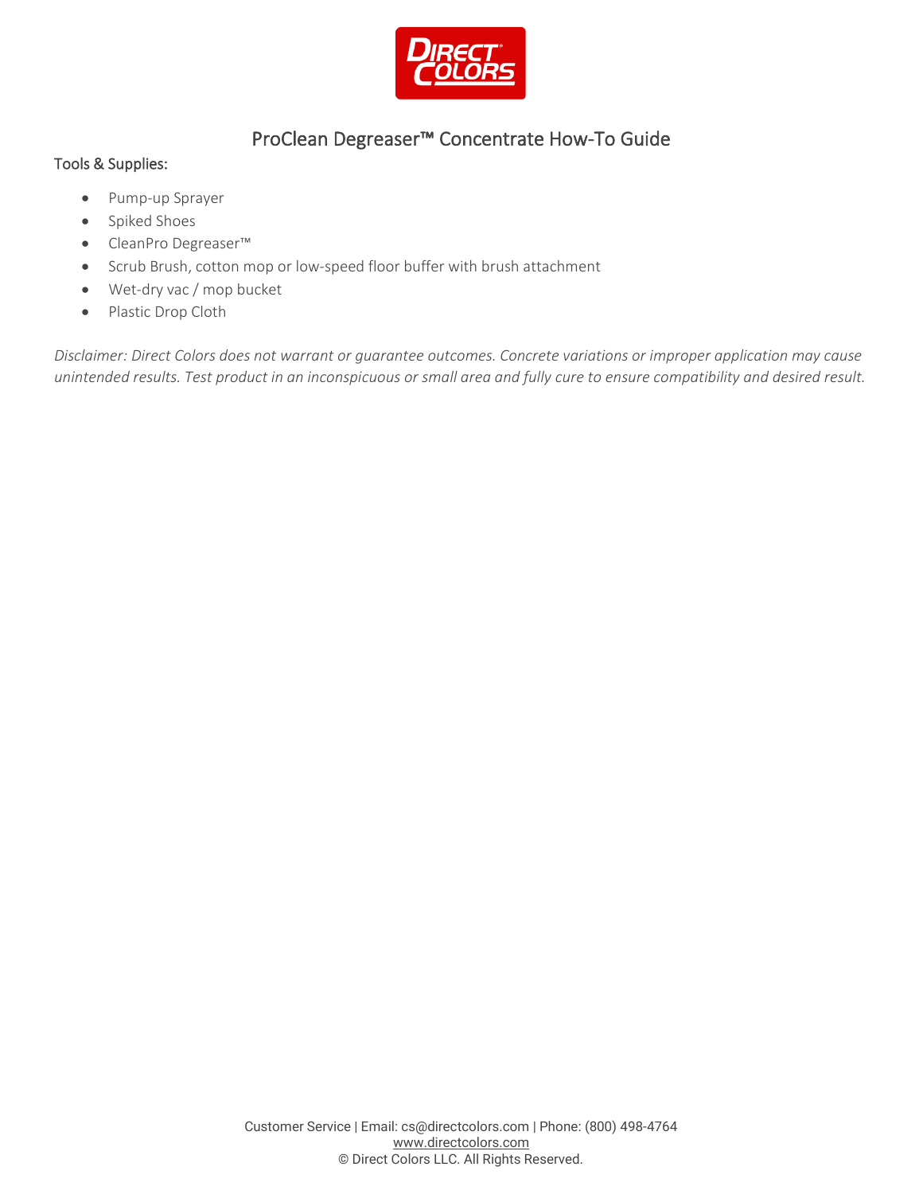# ProClean Degreaser™ Concentrate How-To Guide

## Tools & Supplies:

- Pump-up Sprayer
- Spiked Shoes
- CleanPro Degreaser™
- Scrub Brush, cotton mop or low-speed floor buffer with brush attachment
- Wet-dry vac / mop bucket
- Plastic Drop Cloth

*Disclaimer: Direct Colors does not warrant or guarantee outcomes. Concrete variations or improper application may cause unintended results. Test product in an inconspicuous or small area and fully cure to ensure compatibility and desired result.*

Customer Service | Email: cs@directcolors.com | Phone: (800) 498-4764
www.directcolors.com
© Direct Colors LLC. All Rights Reserved.